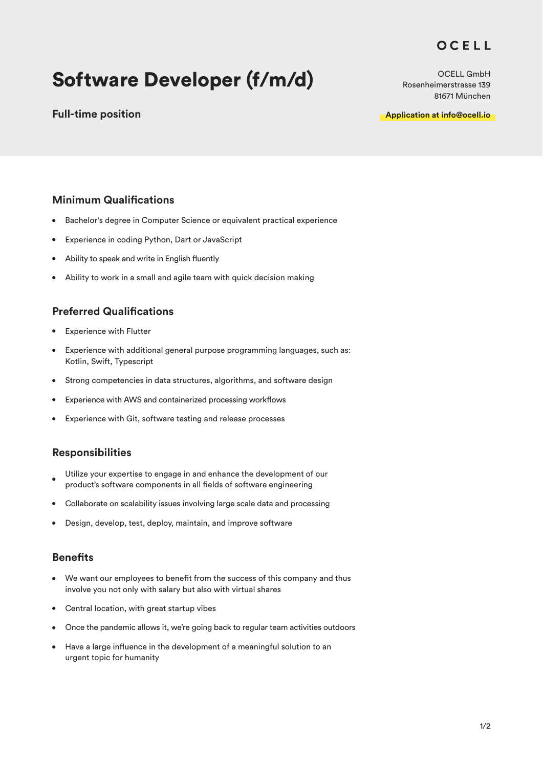OCELL

# Software Developer (f/m/d)

**Full-time position**

OCELL GmbH
Rosenheimerstrasse 139
81671 München

**Application at info@ocell.io**

## Minimum Qualifications

- Bachelor's degree in Computer Science or equivalent practical experience
- Experience in coding Python, Dart or JavaScript
- Ability to speak and write in English fluently
- Ability to work in a small and agile team with quick decision making

## Preferred Qualifications

- Experience with Flutter
- Experience with additional general purpose programming languages, such as: Kotlin, Swift, Typescript
- Strong competencies in data structures, algorithms, and software design
- Experience with AWS and containerized processing workflows
- Experience with Git, software testing and release processes

## Responsibilities

- Utilize your expertise to engage in and enhance the development of our product's software components in all fields of software engineering
- Collaborate on scalability issues involving large scale data and processing
- Design, develop, test, deploy, maintain, and improve software

## Benefits

- We want our employees to benefit from the success of this company and thus involve you not only with salary but also with virtual shares
- Central location, with great startup vibes
- Once the pandemic allows it, we're going back to regular team activities outdoors
- Have a large influence in the development of a meaningful solution to an urgent topic for humanity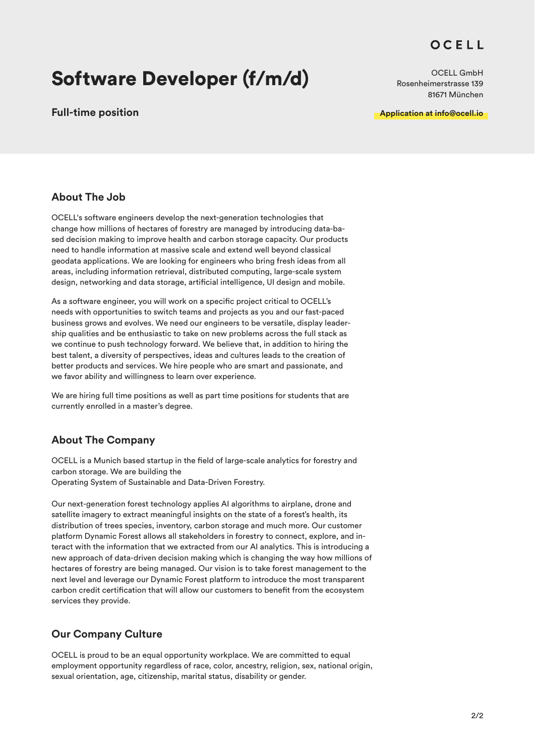OCELL

# Software Developer (f/m/d)

**Full-time position**

OCELL GmbH
Rosenheimerstrasse 139
81671 München

**Application at info@ocell.io**

## About The Job

OCELL's software engineers develop the next-generation technologies that change how millions of hectares of forestry are managed by introducing data-based decision making to improve health and carbon storage capacity. Our products need to handle information at massive scale and extend well beyond classical geodata applications. We are looking for engineers who bring fresh ideas from all areas, including information retrieval, distributed computing, large-scale system design, networking and data storage, artificial intelligence, UI design and mobile.

As a software engineer, you will work on a specific project critical to OCELL's needs with opportunities to switch teams and projects as you and our fast-paced business grows and evolves. We need our engineers to be versatile, display leadership qualities and be enthusiastic to take on new problems across the full stack as we continue to push technology forward. We believe that, in addition to hiring the best talent, a diversity of perspectives, ideas and cultures leads to the creation of better products and services. We hire people who are smart and passionate, and we favor ability and willingness to learn over experience.

We are hiring full time positions as well as part time positions for students that are currently enrolled in a master's degree.

## About The Company

OCELL is a Munich based startup in the field of large-scale analytics for forestry and carbon storage. We are building the
Operating System of Sustainable and Data-Driven Forestry.

Our next-generation forest technology applies AI algorithms to airplane, drone and satellite imagery to extract meaningful insights on the state of a forest's health, its distribution of trees species, inventory, carbon storage and much more. Our customer platform Dynamic Forest allows all stakeholders in forestry to connect, explore, and interact with the information that we extracted from our AI analytics. This is introducing a new approach of data-driven decision making which is changing the way how millions of hectares of forestry are being managed. Our vision is to take forest management to the next level and leverage our Dynamic Forest platform to introduce the most transparent carbon credit certification that will allow our customers to benefit from the ecosystem services they provide.

## Our Company Culture

OCELL is proud to be an equal opportunity workplace. We are committed to equal employment opportunity regardless of race, color, ancestry, religion, sex, national origin, sexual orientation, age, citizenship, marital status, disability or gender.